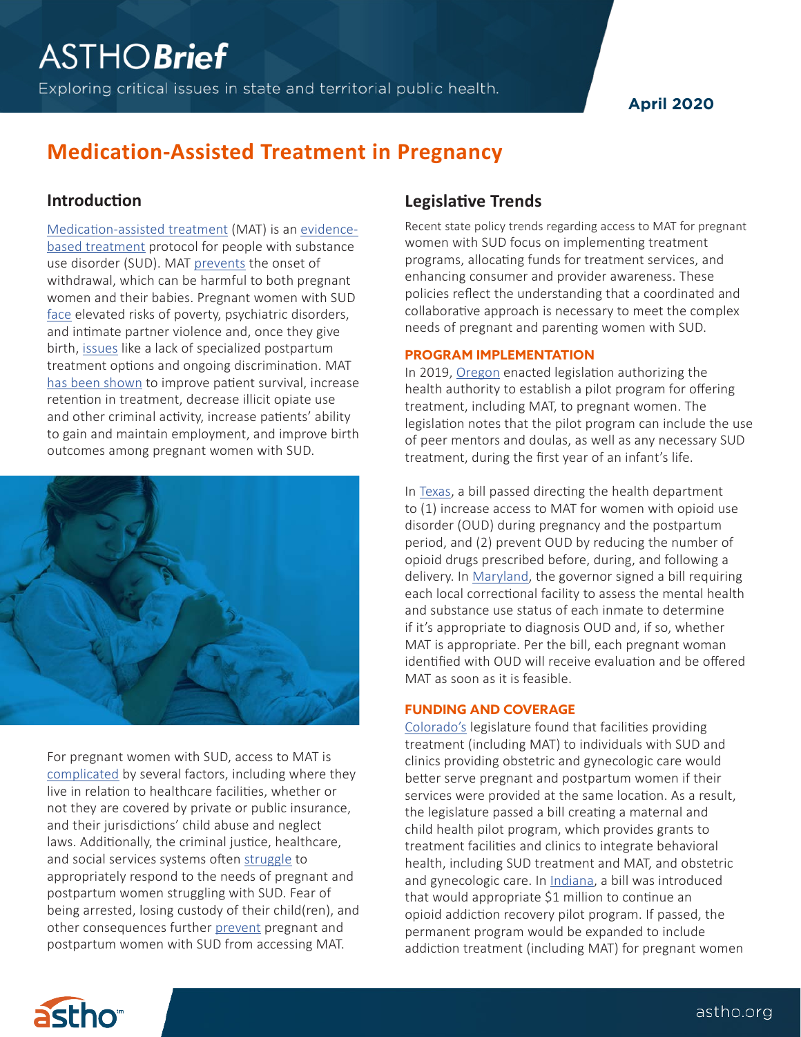# ASTHO Brief

Exploring critical issues in state and territorial public health.

April 2020

## Medication-Assisted Treatment in Pregnancy

### Introduction

Medication-assisted treatment (MAT) is an evidence-based treatment protocol for people with substance use disorder (SUD). MAT prevents the onset of withdrawal, which can be harmful to both pregnant women and their babies. Pregnant women with SUD face elevated risks of poverty, psychiatric disorders, and intimate partner violence and, once they give birth, issues like a lack of specialized postpartum treatment options and ongoing discrimination. MAT has been shown to improve patient survival, increase retention in treatment, decrease illicit opiate use and other criminal activity, increase patients' ability to gain and maintain employment, and improve birth outcomes among pregnant women with SUD.

For pregnant women with SUD, access to MAT is complicated by several factors, including where they live in relation to healthcare facilities, whether or not they are covered by private or public insurance, and their jurisdictions' child abuse and neglect laws. Additionally, the criminal justice, healthcare, and social services systems often struggle to appropriately respond to the needs of pregnant and postpartum women struggling with SUD. Fear of being arrested, losing custody of their child(ren), and other consequences further prevent pregnant and postpartum women with SUD from accessing MAT.

### Legislative Trends

Recent state policy trends regarding access to MAT for pregnant women with SUD focus on implementing treatment programs, allocating funds for treatment services, and enhancing consumer and provider awareness. These policies reflect the understanding that a coordinated and collaborative approach is necessary to meet the complex needs of pregnant and parenting women with SUD.

#### PROGRAM IMPLEMENTATION

In 2019, Oregon enacted legislation authorizing the health authority to establish a pilot program for offering treatment, including MAT, to pregnant women. The legislation notes that the pilot program can include the use of peer mentors and doulas, as well as any necessary SUD treatment, during the first year of an infant's life.

In Texas, a bill passed directing the health department to (1) increase access to MAT for women with opioid use disorder (OUD) during pregnancy and the postpartum period, and (2) prevent OUD by reducing the number of opioid drugs prescribed before, during, and following a delivery. In Maryland, the governor signed a bill requiring each local correctional facility to assess the mental health and substance use status of each inmate to determine if it's appropriate to diagnosis OUD and, if so, whether MAT is appropriate. Per the bill, each pregnant woman identified with OUD will receive evaluation and be offered MAT as soon as it is feasible.

#### FUNDING AND COVERAGE

Colorado's legislature found that facilities providing treatment (including MAT) to individuals with SUD and clinics providing obstetric and gynecologic care would better serve pregnant and postpartum women if their services were provided at the same location. As a result, the legislature passed a bill creating a maternal and child health pilot program, which provides grants to treatment facilities and clinics to integrate behavioral health, including SUD treatment and MAT, and obstetric and gynecologic care. In Indiana, a bill was introduced that would appropriate $1 million to continue an opioid addiction recovery pilot program. If passed, the permanent program would be expanded to include addiction treatment (including MAT) for pregnant women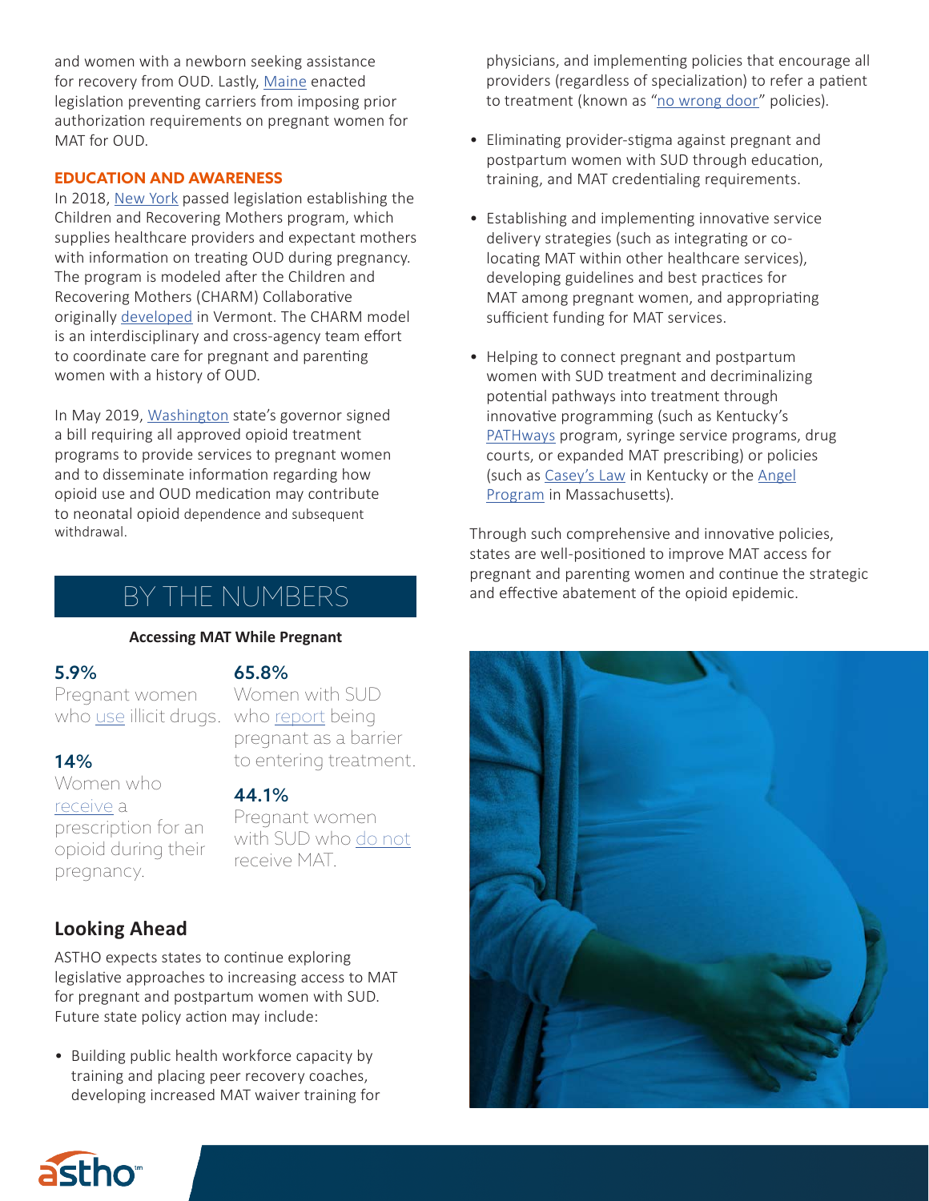and women with a newborn seeking assistance for recovery from OUD. Lastly, Maine enacted legislation preventing carriers from imposing prior authorization requirements on pregnant women for MAT for OUD.

### EDUCATION AND AWARENESS

In 2018, New York passed legislation establishing the Children and Recovering Mothers program, which supplies healthcare providers and expectant mothers with information on treating OUD during pregnancy. The program is modeled after the Children and Recovering Mothers (CHARM) Collaborative originally developed in Vermont. The CHARM model is an interdisciplinary and cross-agency team effort to coordinate care for pregnant and parenting women with a history of OUD.

In May 2019, Washington state's governor signed a bill requiring all approved opioid treatment programs to provide services to pregnant women and to disseminate information regarding how opioid use and OUD medication may contribute to neonatal opioid dependence and subsequent withdrawal.

## BY THE NUMBERS

**Accessing MAT While Pregnant**

**5.9%**
Pregnant women who use illicit drugs.

**14%**
Women who receive a prescription for an opioid during their pregnancy.

**65.8%**
Women with SUD who report being pregnant as a barrier to entering treatment.

**44.1%**
Pregnant women with SUD who do not receive MAT.

## Looking Ahead

ASTHO expects states to continue exploring legislative approaches to increasing access to MAT for pregnant and postpartum women with SUD. Future state policy action may include:

- Building public health workforce capacity by training and placing peer recovery coaches, developing increased MAT waiver training for physicians, and implementing policies that encourage all providers (regardless of specialization) to refer a patient to treatment (known as "no wrong door" policies).
- Eliminating provider-stigma against pregnant and postpartum women with SUD through education, training, and MAT credentialing requirements.
- Establishing and implementing innovative service delivery strategies (such as integrating or co-locating MAT within other healthcare services), developing guidelines and best practices for MAT among pregnant women, and appropriating sufficient funding for MAT services.
- Helping to connect pregnant and postpartum women with SUD treatment and decriminalizing potential pathways into treatment through innovative programming (such as Kentucky's PATHways program, syringe service programs, drug courts, or expanded MAT prescribing) or policies (such as Casey's Law in Kentucky or the Angel Program in Massachusetts).

Through such comprehensive and innovative policies, states are well-positioned to improve MAT access for pregnant and parenting women and continue the strategic and effective abatement of the opioid epidemic.